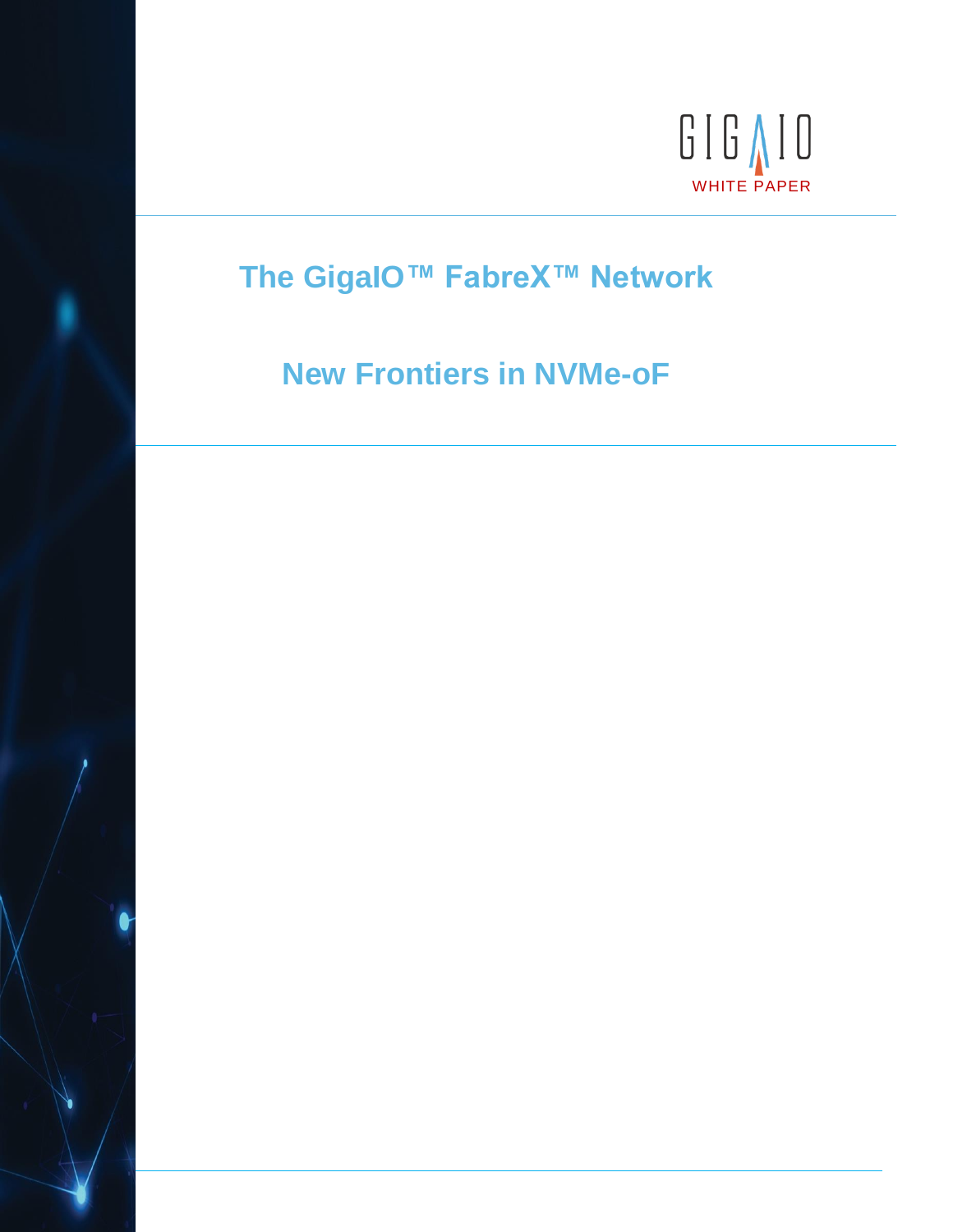GIGAIO

WHITE PAPER

# The GigaIO™ FabreX™ Network

## New Frontiers in NVMe-oF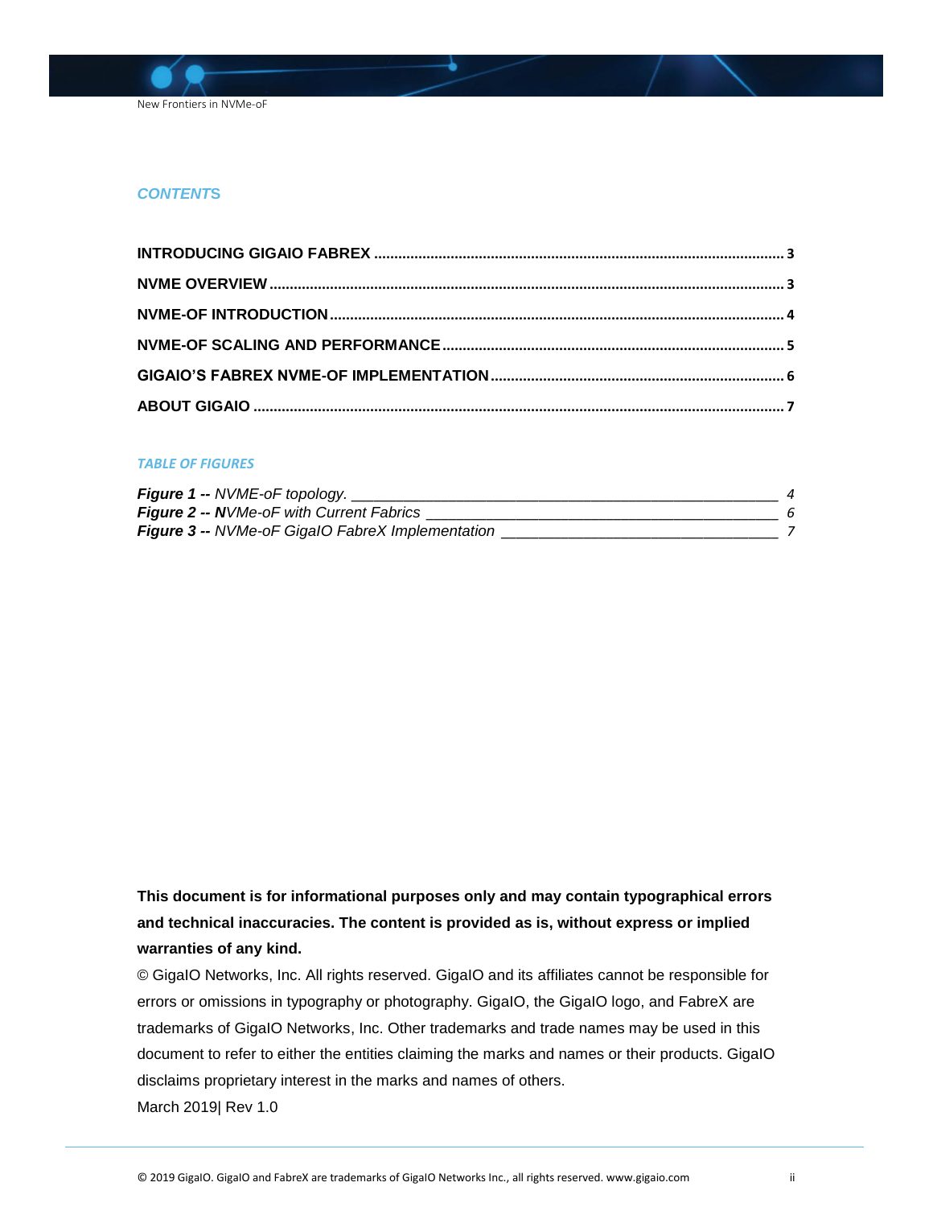## CONTENTS

INTRODUCING GIGAIO FABREX .......... 3

NVME OVERVIEW .......... 3

NVME-OF INTRODUCTION .......... 4

NVME-OF SCALING AND PERFORMANCE .......... 5

GIGAIO'S FABREX NVME-OF IMPLEMENTATION .......... 6

ABOUT GIGAIO .......... 7

### TABLE OF FIGURES

***Figure 1 --*** *NVME-oF topology.* ____ 4

***Figure 2 --*** ***N****VMe-oF with Current Fabrics* ____ 6

***Figure 3 --*** *NVMe-oF GigaIO FabreX Implementation* ____ 7

**This document is for informational purposes only and may contain typographical errors and technical inaccuracies. The content is provided as is, without express or implied warranties of any kind.**

© GigaIO Networks, Inc. All rights reserved. GigaIO and its affiliates cannot be responsible for errors or omissions in typography or photography. GigaIO, the GigaIO logo, and FabreX are trademarks of GigaIO Networks, Inc. Other trademarks and trade names may be used in this document to refer to either the entities claiming the marks and names or their products. GigaIO disclaims proprietary interest in the marks and names of others.

March 2019| Rev 1.0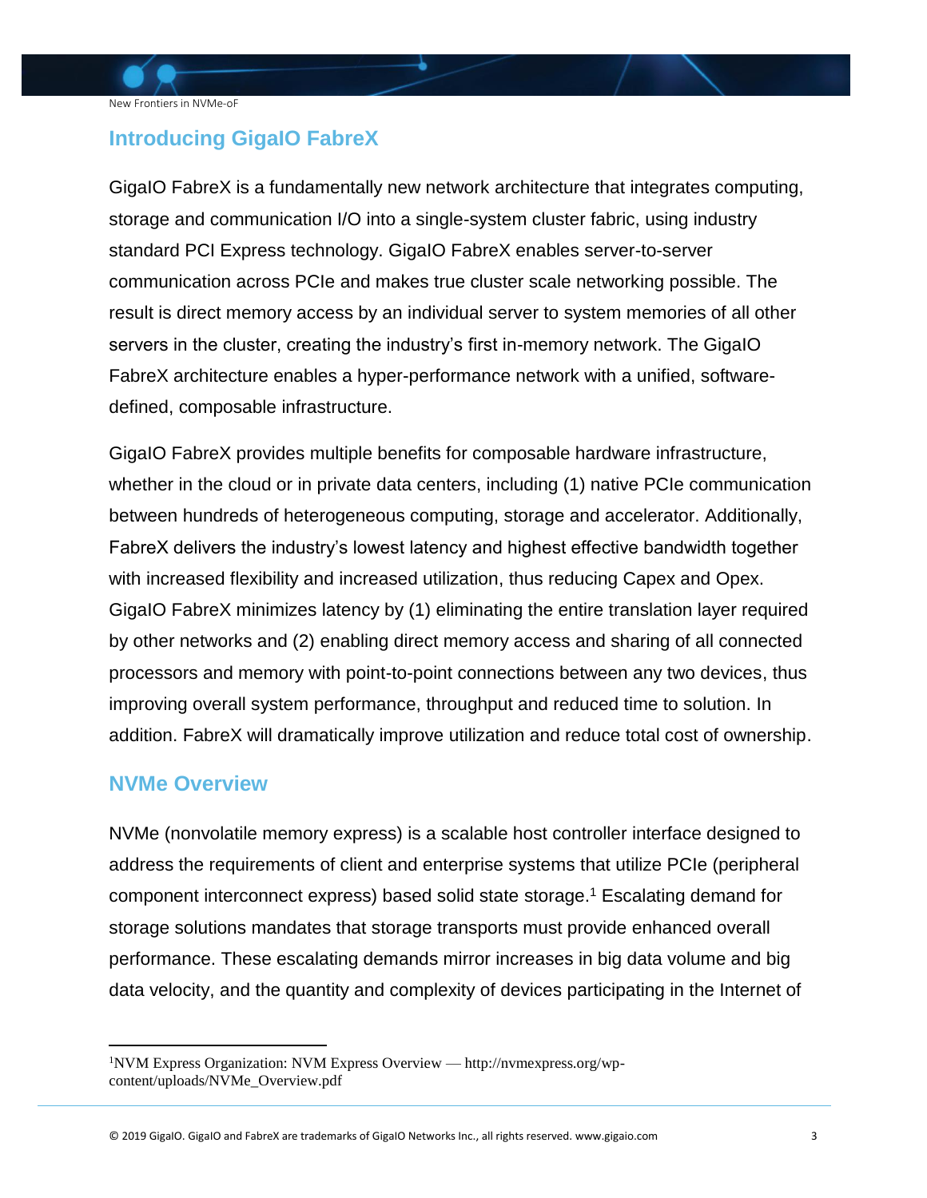## Introducing GigaIO FabreX

GigaIO FabreX is a fundamentally new network architecture that integrates computing, storage and communication I/O into a single-system cluster fabric, using industry standard PCI Express technology. GigaIO FabreX enables server-to-server communication across PCIe and makes true cluster scale networking possible. The result is direct memory access by an individual server to system memories of all other servers in the cluster, creating the industry's first in-memory network. The GigaIO FabreX architecture enables a hyper-performance network with a unified, software-defined, composable infrastructure.

GigaIO FabreX provides multiple benefits for composable hardware infrastructure, whether in the cloud or in private data centers, including (1) native PCIe communication between hundreds of heterogeneous computing, storage and accelerator. Additionally, FabreX delivers the industry's lowest latency and highest effective bandwidth together with increased flexibility and increased utilization, thus reducing Capex and Opex. GigaIO FabreX minimizes latency by (1) eliminating the entire translation layer required by other networks and (2) enabling direct memory access and sharing of all connected processors and memory with point-to-point connections between any two devices, thus improving overall system performance, throughput and reduced time to solution. In addition. FabreX will dramatically improve utilization and reduce total cost of ownership.

## NVMe Overview

NVMe (nonvolatile memory express) is a scalable host controller interface designed to address the requirements of client and enterprise systems that utilize PCIe (peripheral component interconnect express) based solid state storage.[1] Escalating demand for storage solutions mandates that storage transports must provide enhanced overall performance. These escalating demands mirror increases in big data volume and big data velocity, and the quantity and complexity of devices participating in the Internet of

[1] NVM Express Organization: NVM Express Overview — http://nvmexpress.org/wp-content/uploads/NVMe_Overview.pdf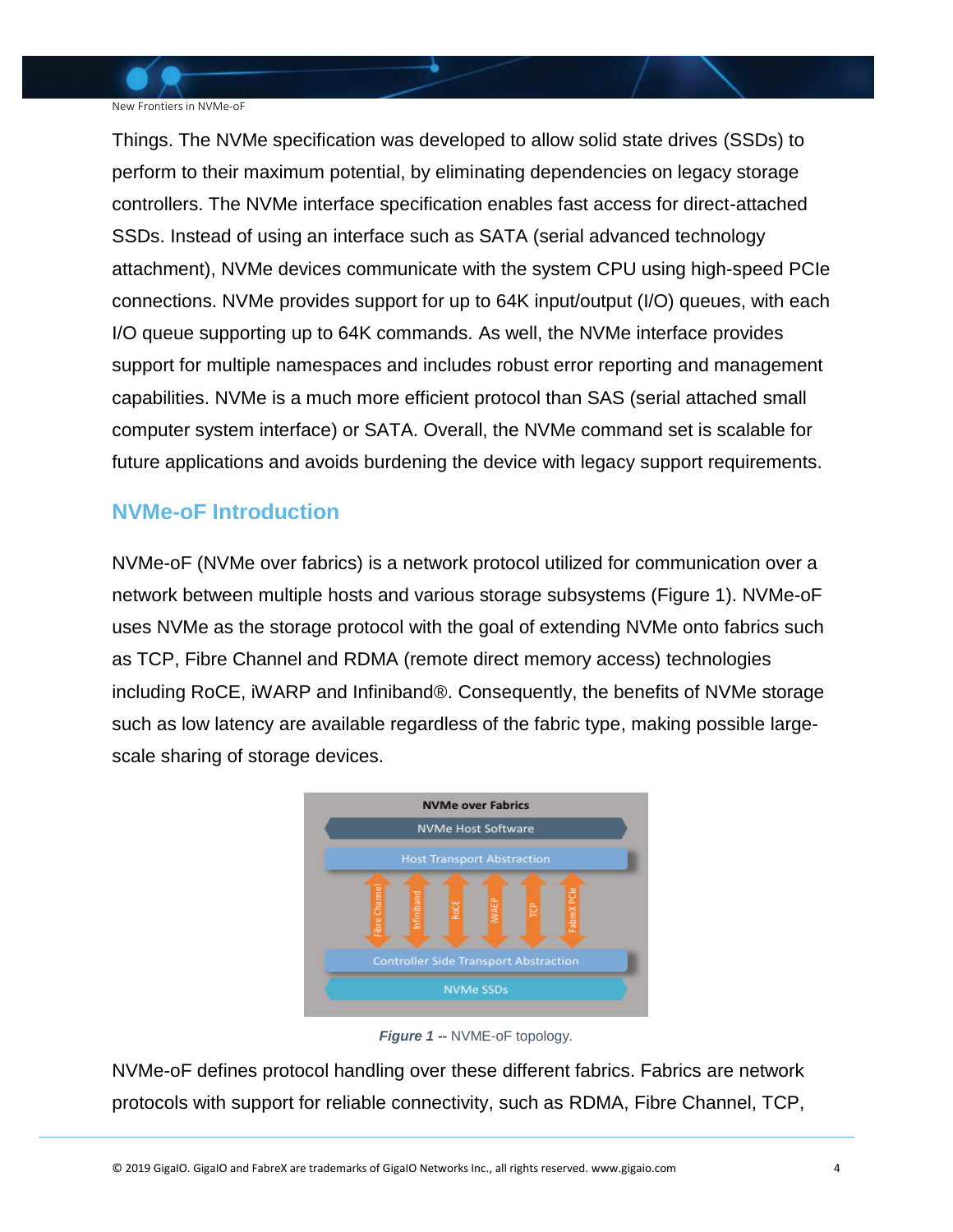Things. The NVMe specification was developed to allow solid state drives (SSDs) to perform to their maximum potential, by eliminating dependencies on legacy storage controllers. The NVMe interface specification enables fast access for direct-attached SSDs. Instead of using an interface such as SATA (serial advanced technology attachment), NVMe devices communicate with the system CPU using high-speed PCIe connections. NVMe provides support for up to 64K input/output (I/O) queues, with each I/O queue supporting up to 64K commands. As well, the NVMe interface provides support for multiple namespaces and includes robust error reporting and management capabilities. NVMe is a much more efficient protocol than SAS (serial attached small computer system interface) or SATA. Overall, the NVMe command set is scalable for future applications and avoids burdening the device with legacy support requirements.

## NVMe-oF Introduction

NVMe-oF (NVMe over fabrics) is a network protocol utilized for communication over a network between multiple hosts and various storage subsystems (Figure 1). NVMe-oF uses NVMe as the storage protocol with the goal of extending NVMe onto fabrics such as TCP, Fibre Channel and RDMA (remote direct memory access) technologies including RoCE, iWARP and Infiniband®. Consequently, the benefits of NVMe storage such as low latency are available regardless of the fabric type, making possible large-scale sharing of storage devices.

**NVMe over Fabrics**

- NVMe Host Software
- Host Transport Abstraction
- Fibre Channel | Infiniband | RoCE | iWAEP | TCP | FabreX PCIe
- Controller Side Transport Abstraction
- NVMe SSDs

***Figure 1 --*** NVME-oF topology.

NVMe-oF defines protocol handling over these different fabrics. Fabrics are network protocols with support for reliable connectivity, such as RDMA, Fibre Channel, TCP,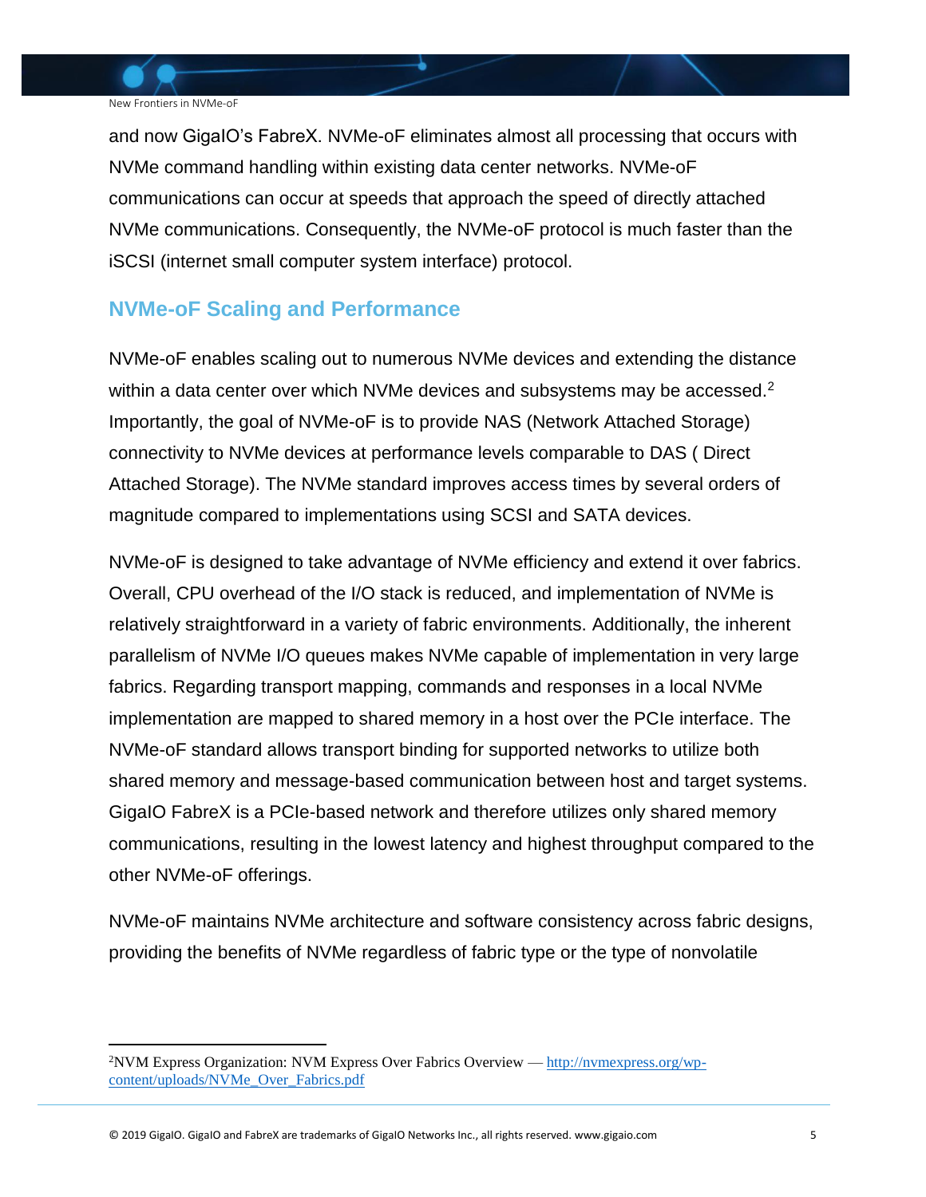and now GigaIO's FabreX. NVMe-oF eliminates almost all processing that occurs with NVMe command handling within existing data center networks. NVMe-oF communications can occur at speeds that approach the speed of directly attached NVMe communications. Consequently, the NVMe-oF protocol is much faster than the iSCSI (internet small computer system interface) protocol.

## NVMe-oF Scaling and Performance

NVMe-oF enables scaling out to numerous NVMe devices and extending the distance within a data center over which NVMe devices and subsystems may be accessed.[2] Importantly, the goal of NVMe-oF is to provide NAS (Network Attached Storage) connectivity to NVMe devices at performance levels comparable to DAS ( Direct Attached Storage). The NVMe standard improves access times by several orders of magnitude compared to implementations using SCSI and SATA devices.

NVMe-oF is designed to take advantage of NVMe efficiency and extend it over fabrics. Overall, CPU overhead of the I/O stack is reduced, and implementation of NVMe is relatively straightforward in a variety of fabric environments. Additionally, the inherent parallelism of NVMe I/O queues makes NVMe capable of implementation in very large fabrics. Regarding transport mapping, commands and responses in a local NVMe implementation are mapped to shared memory in a host over the PCIe interface. The NVMe-oF standard allows transport binding for supported networks to utilize both shared memory and message-based communication between host and target systems. GigaIO FabreX is a PCIe-based network and therefore utilizes only shared memory communications, resulting in the lowest latency and highest throughput compared to the other NVMe-oF offerings.

NVMe-oF maintains NVMe architecture and software consistency across fabric designs, providing the benefits of NVMe regardless of fabric type or the type of nonvolatile

---

[2] NVM Express Organization: NVM Express Over Fabrics Overview — http://nvmexpress.org/wp-content/uploads/NVMe_Over_Fabrics.pdf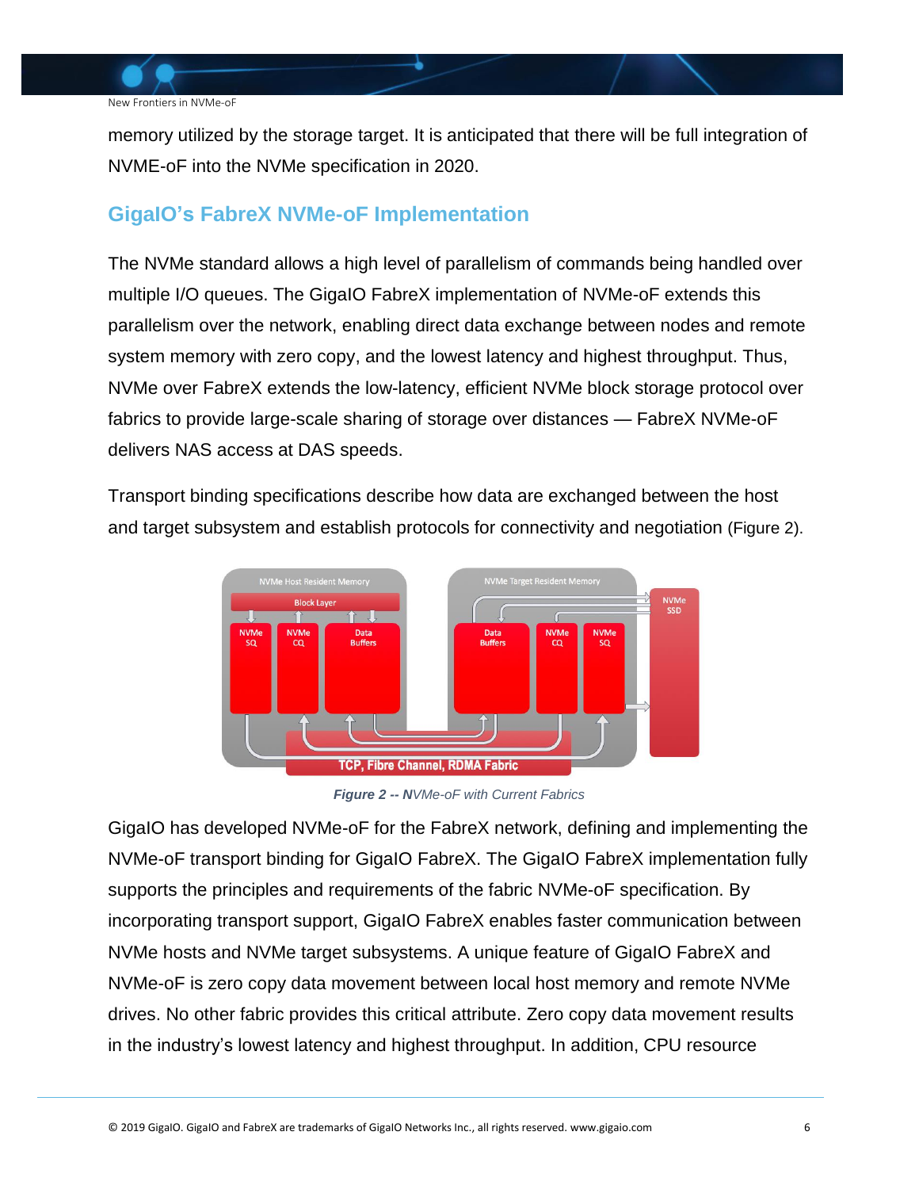memory utilized by the storage target. It is anticipated that there will be full integration of NVME-oF into the NVMe specification in 2020.

## GigaIO's FabreX NVMe-oF Implementation

The NVMe standard allows a high level of parallelism of commands being handled over multiple I/O queues. The GigaIO FabreX implementation of NVMe-oF extends this parallelism over the network, enabling direct data exchange between nodes and remote system memory with zero copy, and the lowest latency and highest throughput. Thus, NVMe over FabreX extends the low-latency, efficient NVMe block storage protocol over fabrics to provide large-scale sharing of storage over distances — FabreX NVMe-oF delivers NAS access at DAS speeds.

Transport binding specifications describe how data are exchanged between the host and target subsystem and establish protocols for connectivity and negotiation (Figure 2).

***Figure 2 -- N****VMe-oF with Current Fabrics*

GigaIO has developed NVMe-oF for the FabreX network, defining and implementing the NVMe-oF transport binding for GigaIO FabreX. The GigaIO FabreX implementation fully supports the principles and requirements of the fabric NVMe-oF specification. By incorporating transport support, GigaIO FabreX enables faster communication between NVMe hosts and NVMe target subsystems. A unique feature of GigaIO FabreX and NVMe-oF is zero copy data movement between local host memory and remote NVMe drives. No other fabric provides this critical attribute. Zero copy data movement results in the industry's lowest latency and highest throughput. In addition, CPU resource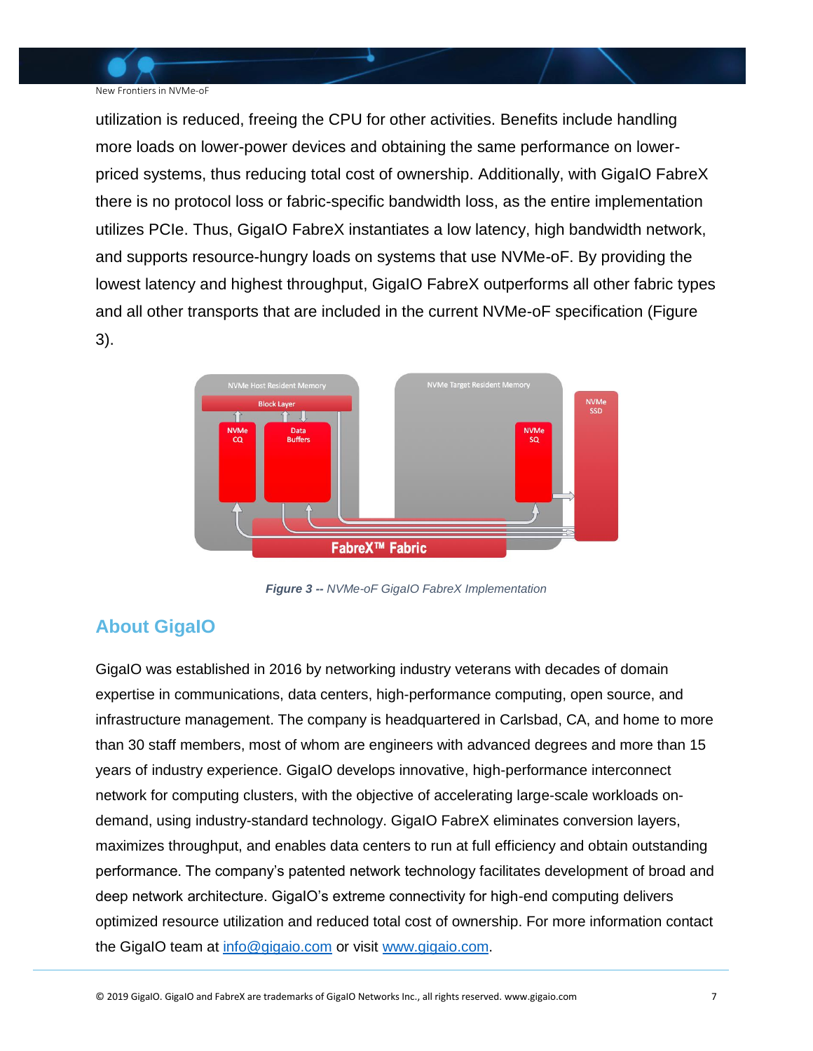utilization is reduced, freeing the CPU for other activities. Benefits include handling more loads on lower-power devices and obtaining the same performance on lower-priced systems, thus reducing total cost of ownership. Additionally, with GigaIO FabreX there is no protocol loss or fabric-specific bandwidth loss, as the entire implementation utilizes PCIe. Thus, GigaIO FabreX instantiates a low latency, high bandwidth network, and supports resource-hungry loads on systems that use NVMe-oF. By providing the lowest latency and highest throughput, GigaIO FabreX outperforms all other fabric types and all other transports that are included in the current NVMe-oF specification (Figure 3).

NVMe Host Resident Memory

Block Layer

NVMe CQ

Data Buffers

NVMe Target Resident Memory

NVMe SQ

NVMe SSD

FabreX™ Fabric

***Figure 3 --*** *NVMe-oF GigaIO FabreX Implementation*

## About GigaIO

GigaIO was established in 2016 by networking industry veterans with decades of domain expertise in communications, data centers, high-performance computing, open source, and infrastructure management. The company is headquartered in Carlsbad, CA, and home to more than 30 staff members, most of whom are engineers with advanced degrees and more than 15 years of industry experience. GigaIO develops innovative, high-performance interconnect network for computing clusters, with the objective of accelerating large-scale workloads on-demand, using industry-standard technology. GigaIO FabreX eliminates conversion layers, maximizes throughput, and enables data centers to run at full efficiency and obtain outstanding performance. The company's patented network technology facilitates development of broad and deep network architecture. GigaIO's extreme connectivity for high-end computing delivers optimized resource utilization and reduced total cost of ownership. For more information contact the GigaIO team at [info@gigaio.com](mailto:info@gigaio.com) or visit [www.gigaio.com](http://www.gigaio.com).

© 2019 GigaIO. GigaIO and FabreX are trademarks of GigaIO Networks Inc., all rights reserved. www.gigaio.com